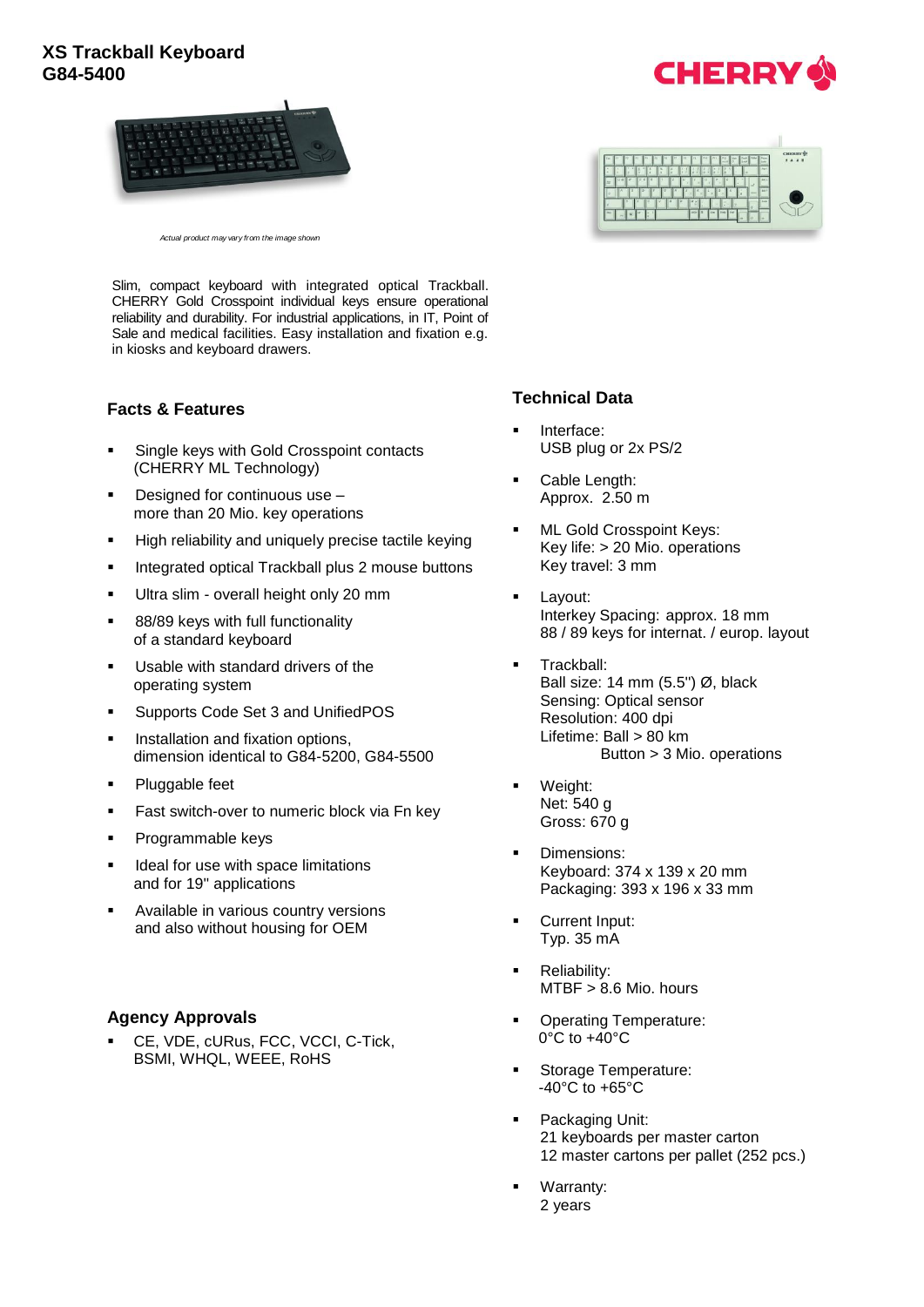# XS Trackball Keyboard
# G84-5400

*Actual product may vary from the image shown*

Slim, compact keyboard with integrated optical Trackball. CHERRY Gold Crosspoint individual keys ensure operational reliability and durability. For industrial applications, in IT, Point of Sale and medical facilities. Easy installation and fixation e.g. in kiosks and keyboard drawers.

## Facts & Features

- Single keys with Gold Crosspoint contacts (CHERRY ML Technology)
- Designed for continuous use – more than 20 Mio. key operations
- High reliability and uniquely precise tactile keying
- Integrated optical Trackball plus 2 mouse buttons
- Ultra slim - overall height only 20 mm
- 88/89 keys with full functionality of a standard keyboard
- Usable with standard drivers of the operating system
- Supports Code Set 3 and UnifiedPOS
- Installation and fixation options, dimension identical to G84-5200, G84-5500
- Pluggable feet
- Fast switch-over to numeric block via Fn key
- Programmable keys
- Ideal for use with space limitations and for 19" applications
- Available in various country versions and also without housing for OEM

## Agency Approvals

- CE, VDE, cURus, FCC, VCCI, C-Tick, BSMI, WHQL, WEEE, RoHS

## Technical Data

- Interface:
  USB plug or 2x PS/2
- Cable Length:
  Approx. 2.50 m
- ML Gold Crosspoint Keys:
  Key life: > 20 Mio. operations
  Key travel: 3 mm
- Layout:
  Interkey Spacing: approx. 18 mm
  88 / 89 keys for internat. / europ. layout
- Trackball:
  Ball size: 14 mm (5.5") Ø, black
  Sensing: Optical sensor
  Resolution: 400 dpi
  Lifetime: Ball > 80 km
  Button > 3 Mio. operations
- Weight:
  Net: 540 g
  Gross: 670 g
- Dimensions:
  Keyboard: 374 x 139 x 20 mm
  Packaging: 393 x 196 x 33 mm
- Current Input:
  Typ. 35 mA
- Reliability:
  MTBF > 8.6 Mio. hours
- Operating Temperature:
  0°C to +40°C
- Storage Temperature:
  -40°C to +65°C
- Packaging Unit:
  21 keyboards per master carton
  12 master cartons per pallet (252 pcs.)
- Warranty:
  2 years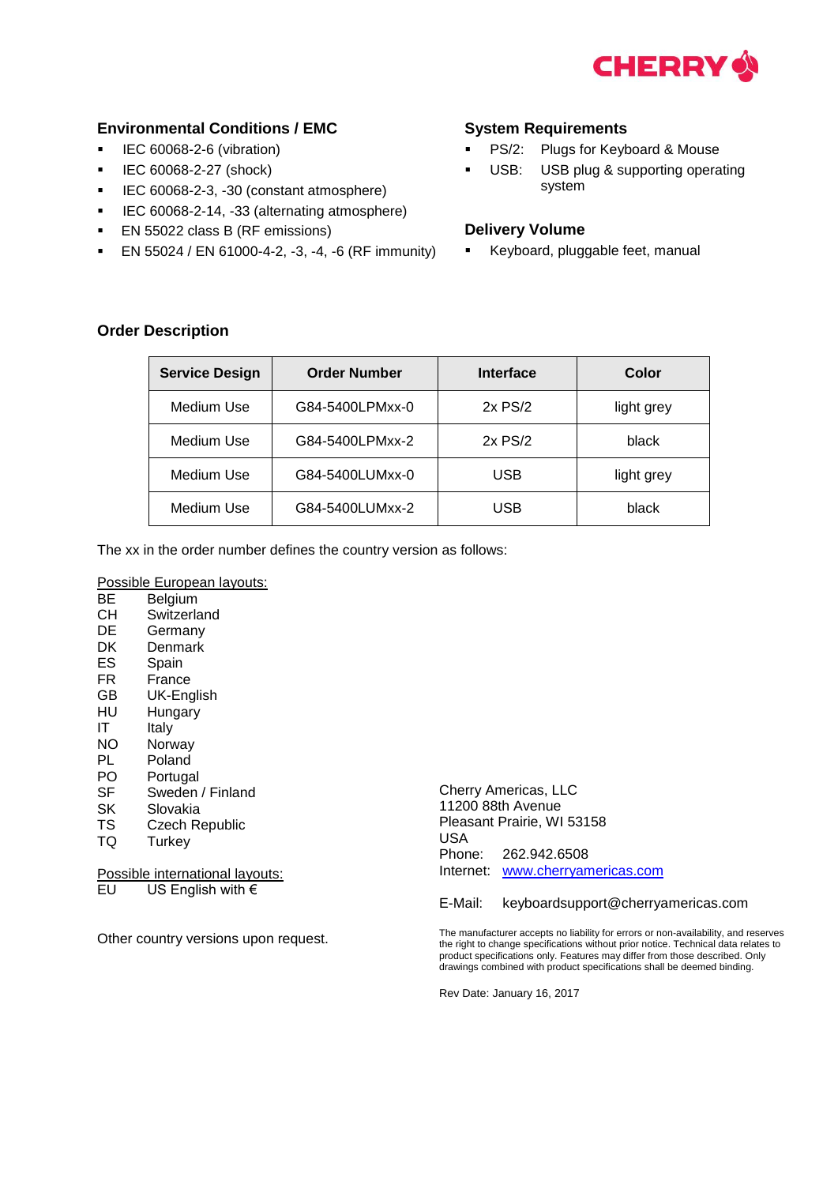## Environmental Conditions / EMC

- IEC 60068-2-6 (vibration)
- IEC 60068-2-27 (shock)
- IEC 60068-2-3, -30 (constant atmosphere)
- IEC 60068-2-14, -33 (alternating atmosphere)
- EN 55022 class B (RF emissions)
- EN 55024 / EN 61000-4-2, -3, -4, -6 (RF immunity)

## System Requirements

- PS/2: Plugs for Keyboard & Mouse
- USB: USB plug & supporting operating system

## Delivery Volume

- Keyboard, pluggable feet, manual

## Order Description

| Service Design | Order Number | Interface | Color |
|---|---|---|---|
| Medium Use | G84-5400LPMxx-0 | 2x PS/2 | light grey |
| Medium Use | G84-5400LPMxx-2 | 2x PS/2 | black |
| Medium Use | G84-5400LUMxx-0 | USB | light grey |
| Medium Use | G84-5400LUMxx-2 | USB | black |

The xx in the order number defines the country version as follows:

<u>Possible European layouts:</u>

BE Belgium
CH Switzerland
DE Germany
DK Denmark
ES Spain
FR France
GB UK-English
HU Hungary
IT Italy
NO Norway
PL Poland
PO Portugal
SF Sweden / Finland
SK Slovakia
TS Czech Republic
TQ Turkey

<u>Possible international layouts:</u>

EU US English with €

Other country versions upon request.

Cherry Americas, LLC
11200 88th Avenue
Pleasant Prairie, WI 53158
USA
Phone: 262.942.6508
Internet: www.cherryamericas.com

E-Mail: keyboardsupport@cherryamericas.com

The manufacturer accepts no liability for errors or non-availability, and reserves the right to change specifications without prior notice. Technical data relates to product specifications only. Features may differ from those described. Only drawings combined with product specifications shall be deemed binding.

Rev Date: January 16, 2017